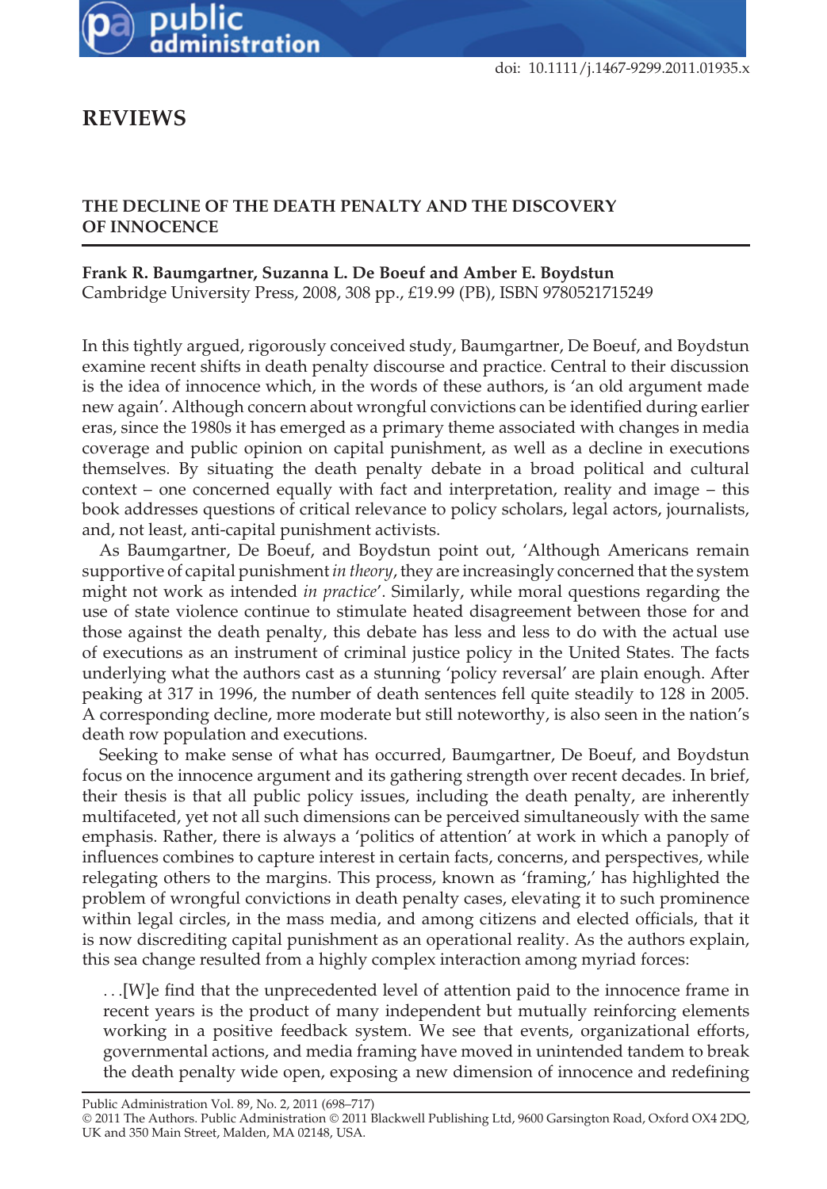# REVIEWS

## THE DECLINE OF THE DEATH PENALTY AND THE DISCOVERY OF INNOCENCE

**Frank R. Baumgartner, Suzanna L. De Boeuf and Amber E. Boydstun**
Cambridge University Press, 2008, 308 pp., £19.99 (PB), ISBN 9780521715249

In this tightly argued, rigorously conceived study, Baumgartner, De Boeuf, and Boydstun examine recent shifts in death penalty discourse and practice. Central to their discussion is the idea of innocence which, in the words of these authors, is 'an old argument made new again'. Although concern about wrongful convictions can be identified during earlier eras, since the 1980s it has emerged as a primary theme associated with changes in media coverage and public opinion on capital punishment, as well as a decline in executions themselves. By situating the death penalty debate in a broad political and cultural context – one concerned equally with fact and interpretation, reality and image – this book addresses questions of critical relevance to policy scholars, legal actors, journalists, and, not least, anti-capital punishment activists.

As Baumgartner, De Boeuf, and Boydstun point out, 'Although Americans remain supportive of capital punishment *in theory*, they are increasingly concerned that the system might not work as intended *in practice*'. Similarly, while moral questions regarding the use of state violence continue to stimulate heated disagreement between those for and those against the death penalty, this debate has less and less to do with the actual use of executions as an instrument of criminal justice policy in the United States. The facts underlying what the authors cast as a stunning 'policy reversal' are plain enough. After peaking at 317 in 1996, the number of death sentences fell quite steadily to 128 in 2005. A corresponding decline, more moderate but still noteworthy, is also seen in the nation's death row population and executions.

Seeking to make sense of what has occurred, Baumgartner, De Boeuf, and Boydstun focus on the innocence argument and its gathering strength over recent decades. In brief, their thesis is that all public policy issues, including the death penalty, are inherently multifaceted, yet not all such dimensions can be perceived simultaneously with the same emphasis. Rather, there is always a 'politics of attention' at work in which a panoply of influences combines to capture interest in certain facts, concerns, and perspectives, while relegating others to the margins. This process, known as 'framing,' has highlighted the problem of wrongful convictions in death penalty cases, elevating it to such prominence within legal circles, in the mass media, and among citizens and elected officials, that it is now discrediting capital punishment as an operational reality. As the authors explain, this sea change resulted from a highly complex interaction among myriad forces:

> ...[W]e find that the unprecedented level of attention paid to the innocence frame in recent years is the product of many independent but mutually reinforcing elements working in a positive feedback system. We see that events, organizational efforts, governmental actions, and media framing have moved in unintended tandem to break the death penalty wide open, exposing a new dimension of innocence and redefining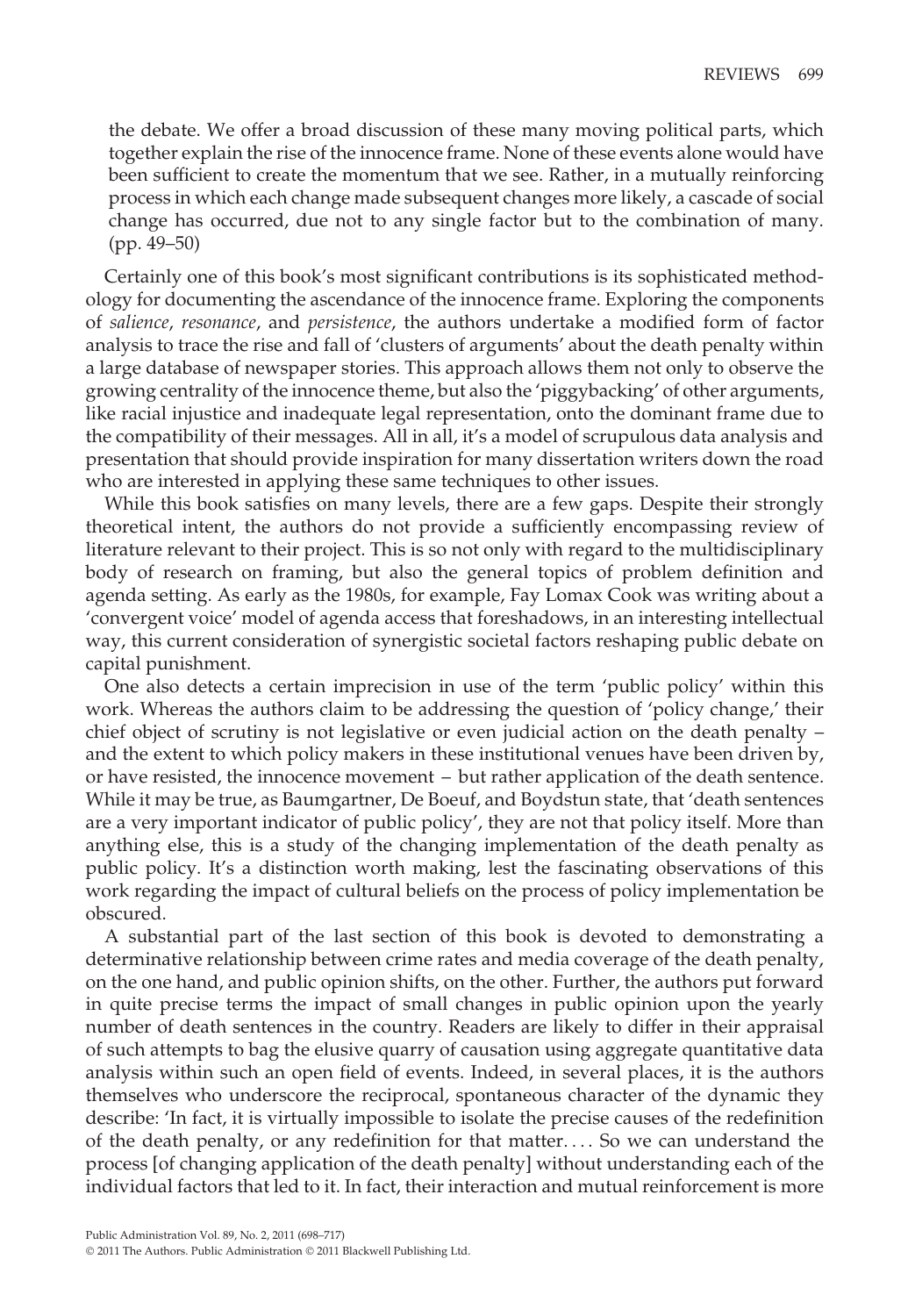the debate. We offer a broad discussion of these many moving political parts, which together explain the rise of the innocence frame. None of these events alone would have been sufficient to create the momentum that we see. Rather, in a mutually reinforcing process in which each change made subsequent changes more likely, a cascade of social change has occurred, due not to any single factor but to the combination of many. (pp. 49–50)

Certainly one of this book's most significant contributions is its sophisticated methodology for documenting the ascendance of the innocence frame. Exploring the components of *salience*, *resonance*, and *persistence*, the authors undertake a modified form of factor analysis to trace the rise and fall of 'clusters of arguments' about the death penalty within a large database of newspaper stories. This approach allows them not only to observe the growing centrality of the innocence theme, but also the 'piggybacking' of other arguments, like racial injustice and inadequate legal representation, onto the dominant frame due to the compatibility of their messages. All in all, it's a model of scrupulous data analysis and presentation that should provide inspiration for many dissertation writers down the road who are interested in applying these same techniques to other issues.

While this book satisfies on many levels, there are a few gaps. Despite their strongly theoretical intent, the authors do not provide a sufficiently encompassing review of literature relevant to their project. This is so not only with regard to the multidisciplinary body of research on framing, but also the general topics of problem definition and agenda setting. As early as the 1980s, for example, Fay Lomax Cook was writing about a 'convergent voice' model of agenda access that foreshadows, in an interesting intellectual way, this current consideration of synergistic societal factors reshaping public debate on capital punishment.

One also detects a certain imprecision in use of the term 'public policy' within this work. Whereas the authors claim to be addressing the question of 'policy change,' their chief object of scrutiny is not legislative or even judicial action on the death penalty – and the extent to which policy makers in these institutional venues have been driven by, or have resisted, the innocence movement – but rather application of the death sentence. While it may be true, as Baumgartner, De Boeuf, and Boydstun state, that 'death sentences are a very important indicator of public policy', they are not that policy itself. More than anything else, this is a study of the changing implementation of the death penalty as public policy. It's a distinction worth making, lest the fascinating observations of this work regarding the impact of cultural beliefs on the process of policy implementation be obscured.

A substantial part of the last section of this book is devoted to demonstrating a determinative relationship between crime rates and media coverage of the death penalty, on the one hand, and public opinion shifts, on the other. Further, the authors put forward in quite precise terms the impact of small changes in public opinion upon the yearly number of death sentences in the country. Readers are likely to differ in their appraisal of such attempts to bag the elusive quarry of causation using aggregate quantitative data analysis within such an open field of events. Indeed, in several places, it is the authors themselves who underscore the reciprocal, spontaneous character of the dynamic they describe: 'In fact, it is virtually impossible to isolate the precise causes of the redefinition of the death penalty, or any redefinition for that matter. . . . So we can understand the process [of changing application of the death penalty] without understanding each of the individual factors that led to it. In fact, their interaction and mutual reinforcement is more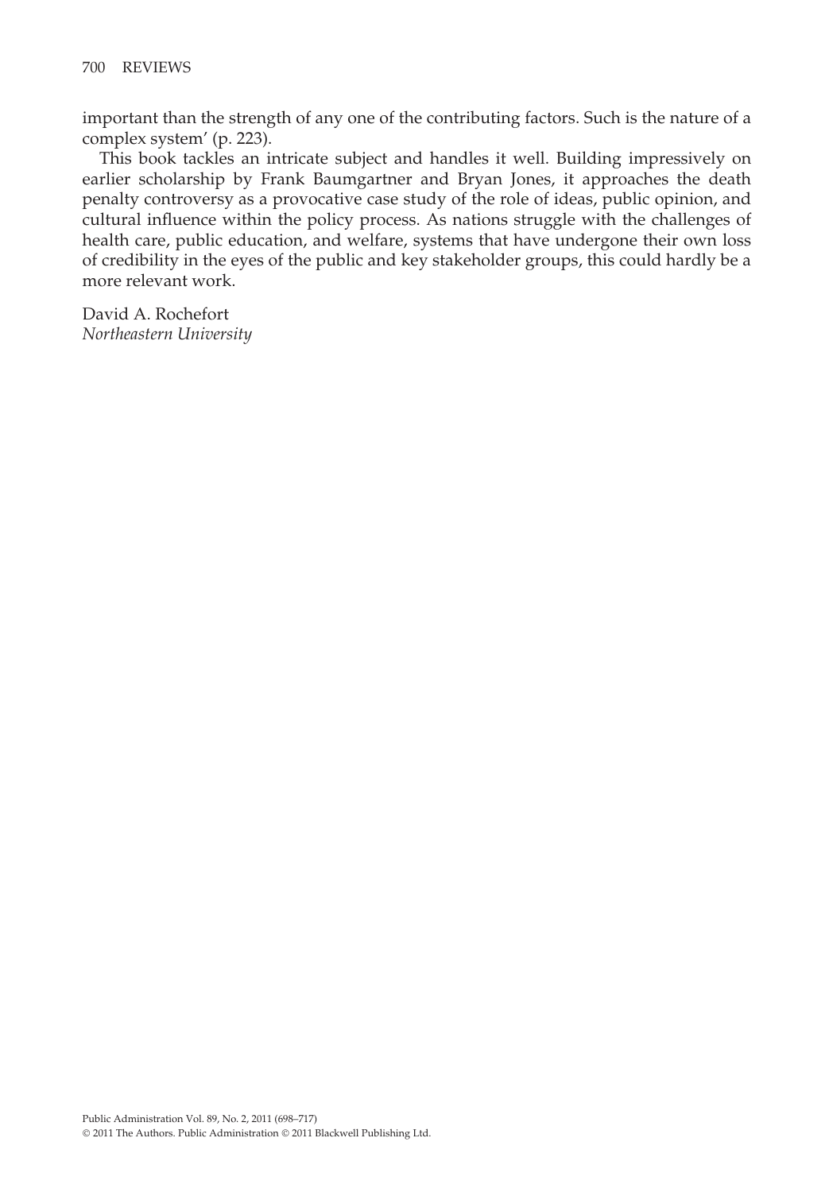important than the strength of any one of the contributing factors. Such is the nature of a complex system' (p. 223).

This book tackles an intricate subject and handles it well. Building impressively on earlier scholarship by Frank Baumgartner and Bryan Jones, it approaches the death penalty controversy as a provocative case study of the role of ideas, public opinion, and cultural influence within the policy process. As nations struggle with the challenges of health care, public education, and welfare, systems that have undergone their own loss of credibility in the eyes of the public and key stakeholder groups, this could hardly be a more relevant work.

David A. Rochefort
*Northeastern University*